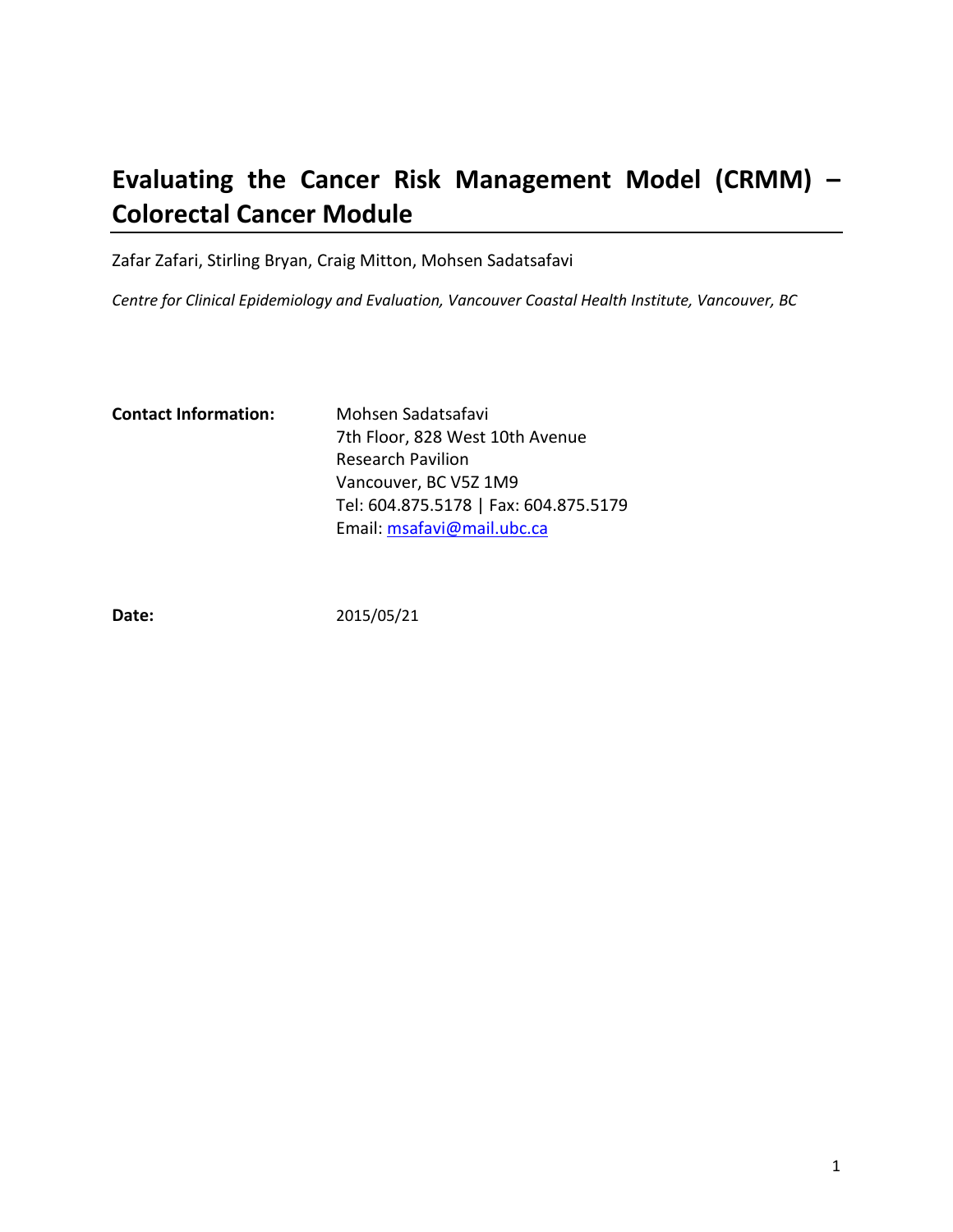# Evaluating the Cancer Risk Management Model (CRMM) – Colorectal Cancer Module

Zafar Zafari, Stirling Bryan, Craig Mitton, Mohsen Sadatsafavi

*Centre for Clinical Epidemiology and Evaluation, Vancouver Coastal Health Institute, Vancouver, BC*

**Contact Information:**

Mohsen Sadatsafavi
7th Floor, 828 West 10th Avenue
Research Pavilion
Vancouver, BC V5Z 1M9
Tel: 604.875.5178 | Fax: 604.875.5179
Email: msafavi@mail.ubc.ca

**Date:** 2015/05/21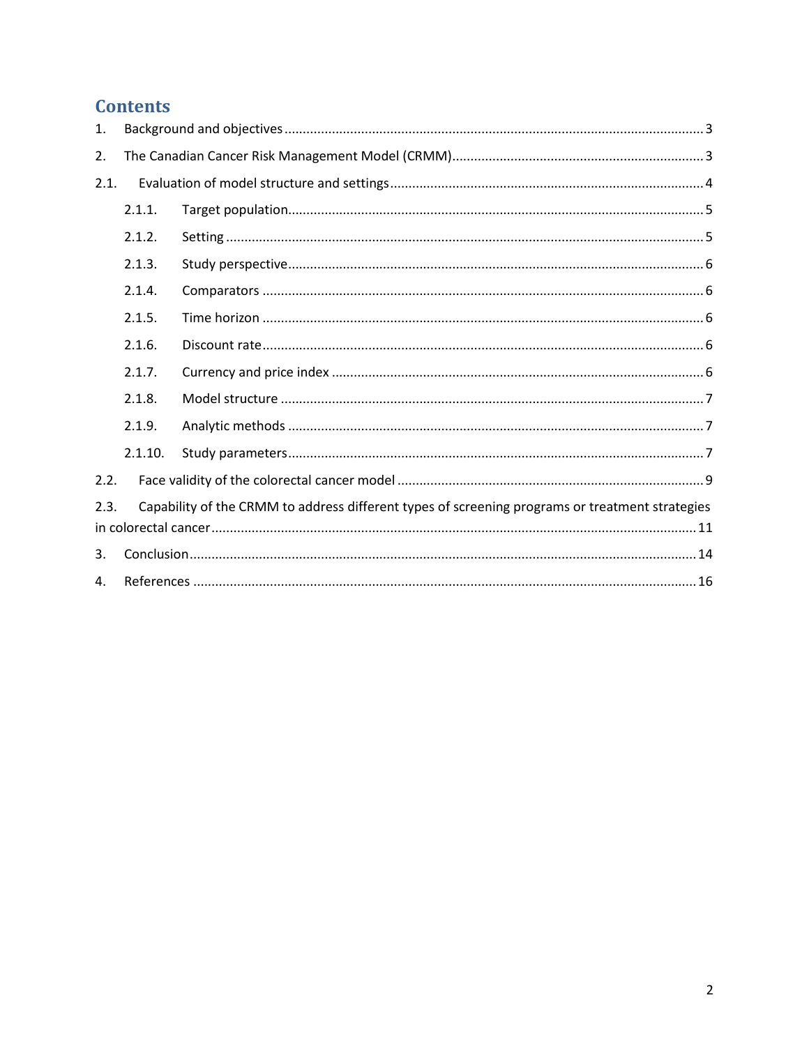# Contents

1. Background and objectives ..... 3
2. The Canadian Cancer Risk Management Model (CRMM) ..... 3
   - 2.1. Evaluation of model structure and settings ..... 4
     - 2.1.1. Target population ..... 5
     - 2.1.2. Setting ..... 5
     - 2.1.3. Study perspective ..... 6
     - 2.1.4. Comparators ..... 6
     - 2.1.5. Time horizon ..... 6
     - 2.1.6. Discount rate ..... 6
     - 2.1.7. Currency and price index ..... 6
     - 2.1.8. Model structure ..... 7
     - 2.1.9. Analytic methods ..... 7
     - 2.1.10. Study parameters ..... 7
   - 2.2. Face validity of the colorectal cancer model ..... 9
   - 2.3. Capability of the CRMM to address different types of screening programs or treatment strategies in colorectal cancer ..... 11
3. Conclusion ..... 14
4. References ..... 16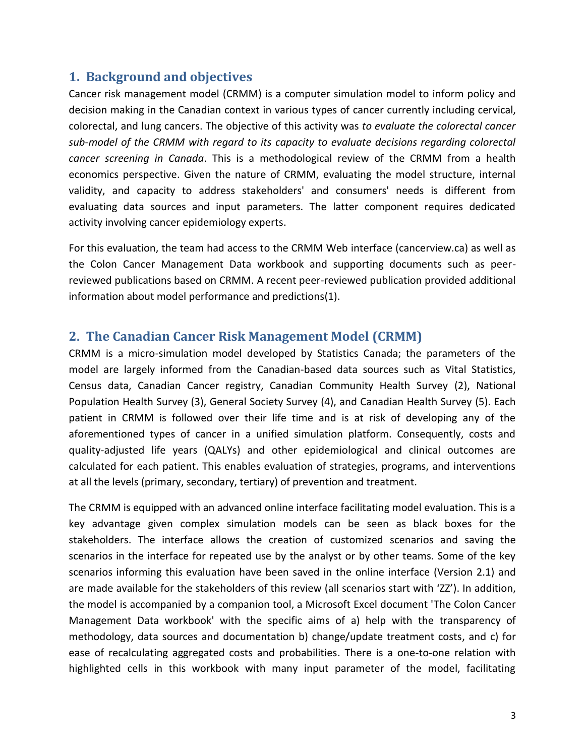## 1. Background and objectives

Cancer risk management model (CRMM) is a computer simulation model to inform policy and decision making in the Canadian context in various types of cancer currently including cervical, colorectal, and lung cancers. The objective of this activity was *to evaluate the colorectal cancer sub-model of the CRMM with regard to its capacity to evaluate decisions regarding colorectal cancer screening in Canada*. This is a methodological review of the CRMM from a health economics perspective. Given the nature of CRMM, evaluating the model structure, internal validity, and capacity to address stakeholders' and consumers' needs is different from evaluating data sources and input parameters. The latter component requires dedicated activity involving cancer epidemiology experts.

For this evaluation, the team had access to the CRMM Web interface (cancerview.ca) as well as the Colon Cancer Management Data workbook and supporting documents such as peer-reviewed publications based on CRMM. A recent peer-reviewed publication provided additional information about model performance and predictions(1).

## 2. The Canadian Cancer Risk Management Model (CRMM)

CRMM is a micro-simulation model developed by Statistics Canada; the parameters of the model are largely informed from the Canadian-based data sources such as Vital Statistics, Census data, Canadian Cancer registry, Canadian Community Health Survey (2), National Population Health Survey (3), General Society Survey (4), and Canadian Health Survey (5). Each patient in CRMM is followed over their life time and is at risk of developing any of the aforementioned types of cancer in a unified simulation platform. Consequently, costs and quality-adjusted life years (QALYs) and other epidemiological and clinical outcomes are calculated for each patient. This enables evaluation of strategies, programs, and interventions at all the levels (primary, secondary, tertiary) of prevention and treatment.

The CRMM is equipped with an advanced online interface facilitating model evaluation. This is a key advantage given complex simulation models can be seen as black boxes for the stakeholders. The interface allows the creation of customized scenarios and saving the scenarios in the interface for repeated use by the analyst or by other teams. Some of the key scenarios informing this evaluation have been saved in the online interface (Version 2.1) and are made available for the stakeholders of this review (all scenarios start with 'ZZ'). In addition, the model is accompanied by a companion tool, a Microsoft Excel document 'The Colon Cancer Management Data workbook' with the specific aims of a) help with the transparency of methodology, data sources and documentation b) change/update treatment costs, and c) for ease of recalculating aggregated costs and probabilities. There is a one-to-one relation with highlighted cells in this workbook with many input parameter of the model, facilitating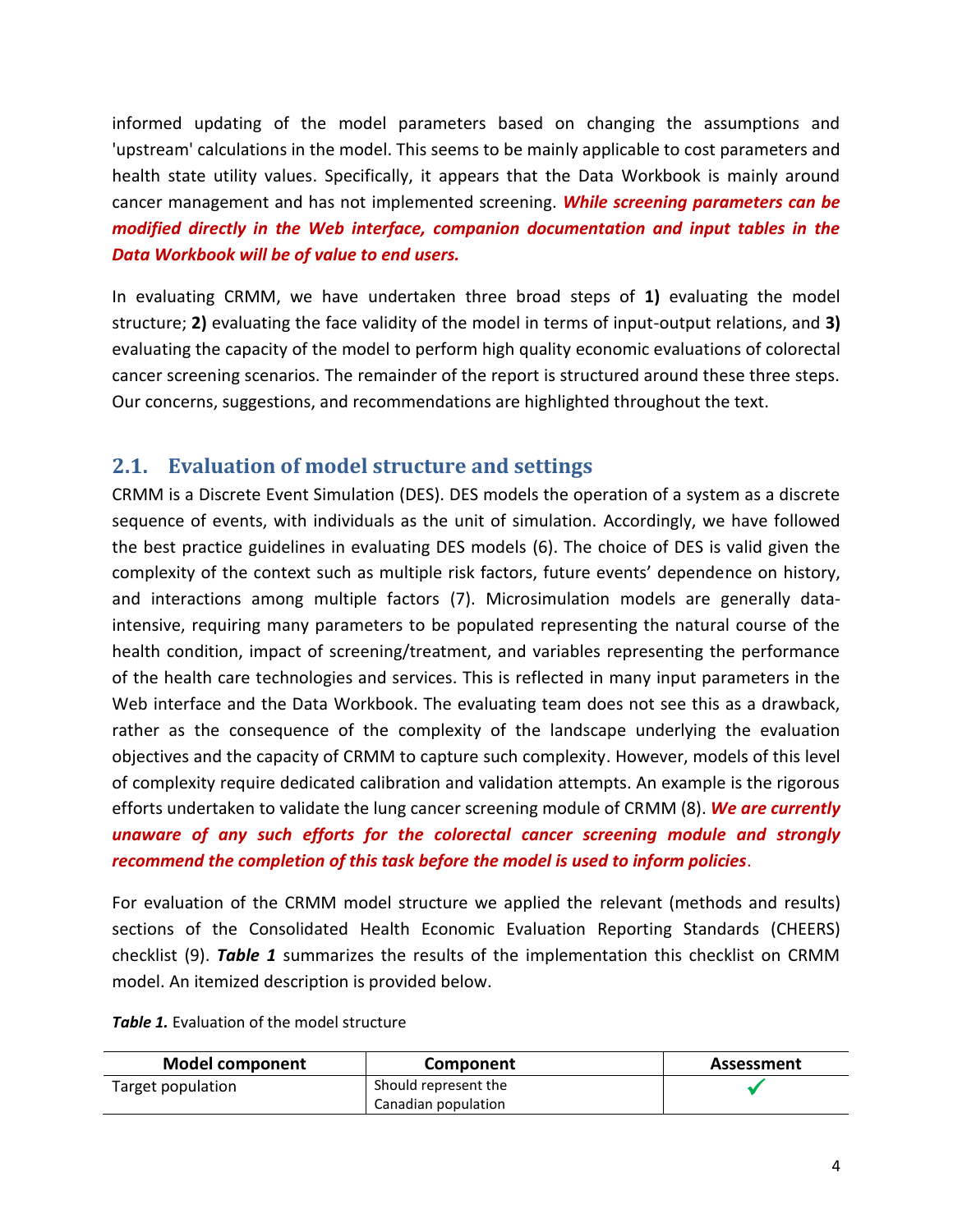informed updating of the model parameters based on changing the assumptions and 'upstream' calculations in the model. This seems to be mainly applicable to cost parameters and health state utility values. Specifically, it appears that the Data Workbook is mainly around cancer management and has not implemented screening. ***While screening parameters can be modified directly in the Web interface, companion documentation and input tables in the Data Workbook will be of value to end users.***

In evaluating CRMM, we have undertaken three broad steps of **1)** evaluating the model structure; **2)** evaluating the face validity of the model in terms of input-output relations, and **3)** evaluating the capacity of the model to perform high quality economic evaluations of colorectal cancer screening scenarios. The remainder of the report is structured around these three steps. Our concerns, suggestions, and recommendations are highlighted throughout the text.

## 2.1. Evaluation of model structure and settings

CRMM is a Discrete Event Simulation (DES). DES models the operation of a system as a discrete sequence of events, with individuals as the unit of simulation. Accordingly, we have followed the best practice guidelines in evaluating DES models (6). The choice of DES is valid given the complexity of the context such as multiple risk factors, future events' dependence on history, and interactions among multiple factors (7). Microsimulation models are generally data-intensive, requiring many parameters to be populated representing the natural course of the health condition, impact of screening/treatment, and variables representing the performance of the health care technologies and services. This is reflected in many input parameters in the Web interface and the Data Workbook. The evaluating team does not see this as a drawback, rather as the consequence of the complexity of the landscape underlying the evaluation objectives and the capacity of CRMM to capture such complexity. However, models of this level of complexity require dedicated calibration and validation attempts. An example is the rigorous efforts undertaken to validate the lung cancer screening module of CRMM (8). ***We are currently unaware of any such efforts for the colorectal cancer screening module and strongly recommend the completion of this task before the model is used to inform policies***.

For evaluation of the CRMM model structure we applied the relevant (methods and results) sections of the Consolidated Health Economic Evaluation Reporting Standards (CHEERS) checklist (9). ***Table 1*** summarizes the results of the implementation this checklist on CRMM model. An itemized description is provided below.

***Table 1.*** Evaluation of the model structure

| Model component | Component | Assessment |
|---|---|---|
| Target population | Should represent the Canadian population | ✓ |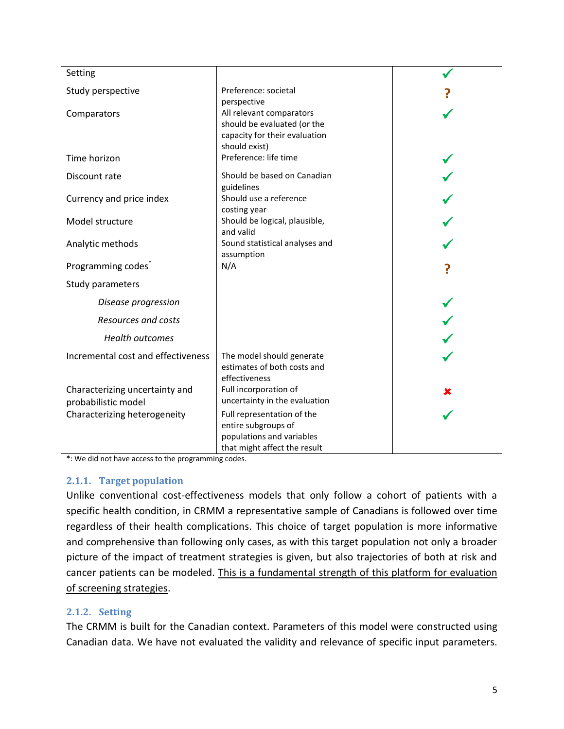| | | |
|---|---|---|
| Setting | | ✓ |
| Study perspective | Preference: societal perspective | ? |
| Comparators | All relevant comparators should be evaluated (or the capacity for their evaluation should exist) | ✓ |
| Time horizon | Preference: life time | ✓ |
| Discount rate | Should be based on Canadian guidelines | ✓ |
| Currency and price index | Should use a reference costing year | ✓ |
| Model structure | Should be logical, plausible, and valid | ✓ |
| Analytic methods | Sound statistical analyses and assumption | ✓ |
| Programming codes* | N/A | ? |
| Study parameters | | |
| *Disease progression* | | ✓ |
| *Resources and costs* | | ✓ |
| *Health outcomes* | | ✓ |
| Incremental cost and effectiveness | The model should generate estimates of both costs and effectiveness | ✓ |
| Characterizing uncertainty and probabilistic model | Full incorporation of uncertainty in the evaluation | ✗ |
| Characterizing heterogeneity | Full representation of the entire subgroups of populations and variables that might affect the result | ✓ |

*: We did not have access to the programming codes.

### 2.1.1. Target population

Unlike conventional cost-effectiveness models that only follow a cohort of patients with a specific health condition, in CRMM a representative sample of Canadians is followed over time regardless of their health complications. This choice of target population is more informative and comprehensive than following only cases, as with this target population not only a broader picture of the impact of treatment strategies is given, but also trajectories of both at risk and cancer patients can be modeled. <u>This is a fundamental strength of this platform for evaluation of screening strategies</u>.

### 2.1.2. Setting

The CRMM is built for the Canadian context. Parameters of this model were constructed using Canadian data. We have not evaluated the validity and relevance of specific input parameters.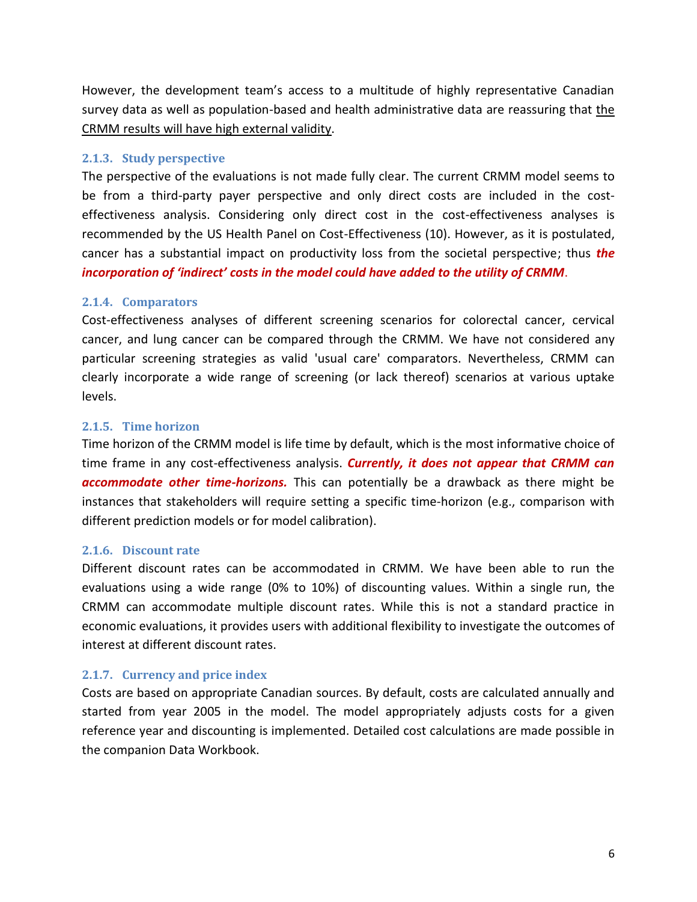However, the development team's access to a multitude of highly representative Canadian survey data as well as population-based and health administrative data are reassuring that <u>the CRMM results will have high external validity</u>.

### 2.1.3. Study perspective

The perspective of the evaluations is not made fully clear. The current CRMM model seems to be from a third-party payer perspective and only direct costs are included in the cost-effectiveness analysis. Considering only direct cost in the cost-effectiveness analyses is recommended by the US Health Panel on Cost-Effectiveness (10). However, as it is postulated, cancer has a substantial impact on productivity loss from the societal perspective; thus ***the incorporation of 'indirect' costs in the model could have added to the utility of CRMM***.

### 2.1.4. Comparators

Cost-effectiveness analyses of different screening scenarios for colorectal cancer, cervical cancer, and lung cancer can be compared through the CRMM. We have not considered any particular screening strategies as valid 'usual care' comparators. Nevertheless, CRMM can clearly incorporate a wide range of screening (or lack thereof) scenarios at various uptake levels.

### 2.1.5. Time horizon

Time horizon of the CRMM model is life time by default, which is the most informative choice of time frame in any cost-effectiveness analysis. ***Currently, it does not appear that CRMM can accommodate other time-horizons.*** This can potentially be a drawback as there might be instances that stakeholders will require setting a specific time-horizon (e.g., comparison with different prediction models or for model calibration).

### 2.1.6. Discount rate

Different discount rates can be accommodated in CRMM. We have been able to run the evaluations using a wide range (0% to 10%) of discounting values. Within a single run, the CRMM can accommodate multiple discount rates. While this is not a standard practice in economic evaluations, it provides users with additional flexibility to investigate the outcomes of interest at different discount rates.

### 2.1.7. Currency and price index

Costs are based on appropriate Canadian sources. By default, costs are calculated annually and started from year 2005 in the model. The model appropriately adjusts costs for a given reference year and discounting is implemented. Detailed cost calculations are made possible in the companion Data Workbook.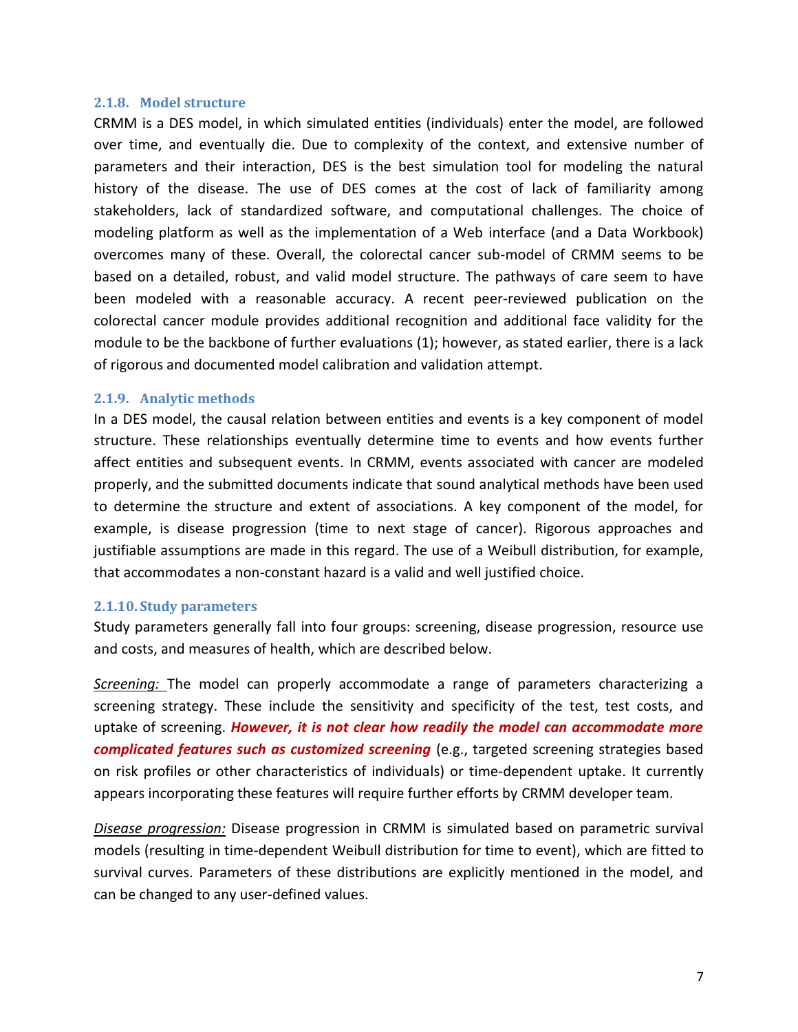### 2.1.8. Model structure

CRMM is a DES model, in which simulated entities (individuals) enter the model, are followed over time, and eventually die. Due to complexity of the context, and extensive number of parameters and their interaction, DES is the best simulation tool for modeling the natural history of the disease. The use of DES comes at the cost of lack of familiarity among stakeholders, lack of standardized software, and computational challenges. The choice of modeling platform as well as the implementation of a Web interface (and a Data Workbook) overcomes many of these. Overall, the colorectal cancer sub-model of CRMM seems to be based on a detailed, robust, and valid model structure. The pathways of care seem to have been modeled with a reasonable accuracy. A recent peer-reviewed publication on the colorectal cancer module provides additional recognition and additional face validity for the module to be the backbone of further evaluations (1); however, as stated earlier, there is a lack of rigorous and documented model calibration and validation attempt.

### 2.1.9. Analytic methods

In a DES model, the causal relation between entities and events is a key component of model structure. These relationships eventually determine time to events and how events further affect entities and subsequent events. In CRMM, events associated with cancer are modeled properly, and the submitted documents indicate that sound analytical methods have been used to determine the structure and extent of associations. A key component of the model, for example, is disease progression (time to next stage of cancer). Rigorous approaches and justifiable assumptions are made in this regard. The use of a Weibull distribution, for example, that accommodates a non-constant hazard is a valid and well justified choice.

### 2.1.10. Study parameters

Study parameters generally fall into four groups: screening, disease progression, resource use and costs, and measures of health, which are described below.

*Screening:* The model can properly accommodate a range of parameters characterizing a screening strategy. These include the sensitivity and specificity of the test, test costs, and uptake of screening. ***However, it is not clear how readily the model can accommodate more complicated features such as customized screening*** (e.g., targeted screening strategies based on risk profiles or other characteristics of individuals) or time-dependent uptake. It currently appears incorporating these features will require further efforts by CRMM developer team.

*Disease progression:* Disease progression in CRMM is simulated based on parametric survival models (resulting in time-dependent Weibull distribution for time to event), which are fitted to survival curves. Parameters of these distributions are explicitly mentioned in the model, and can be changed to any user-defined values.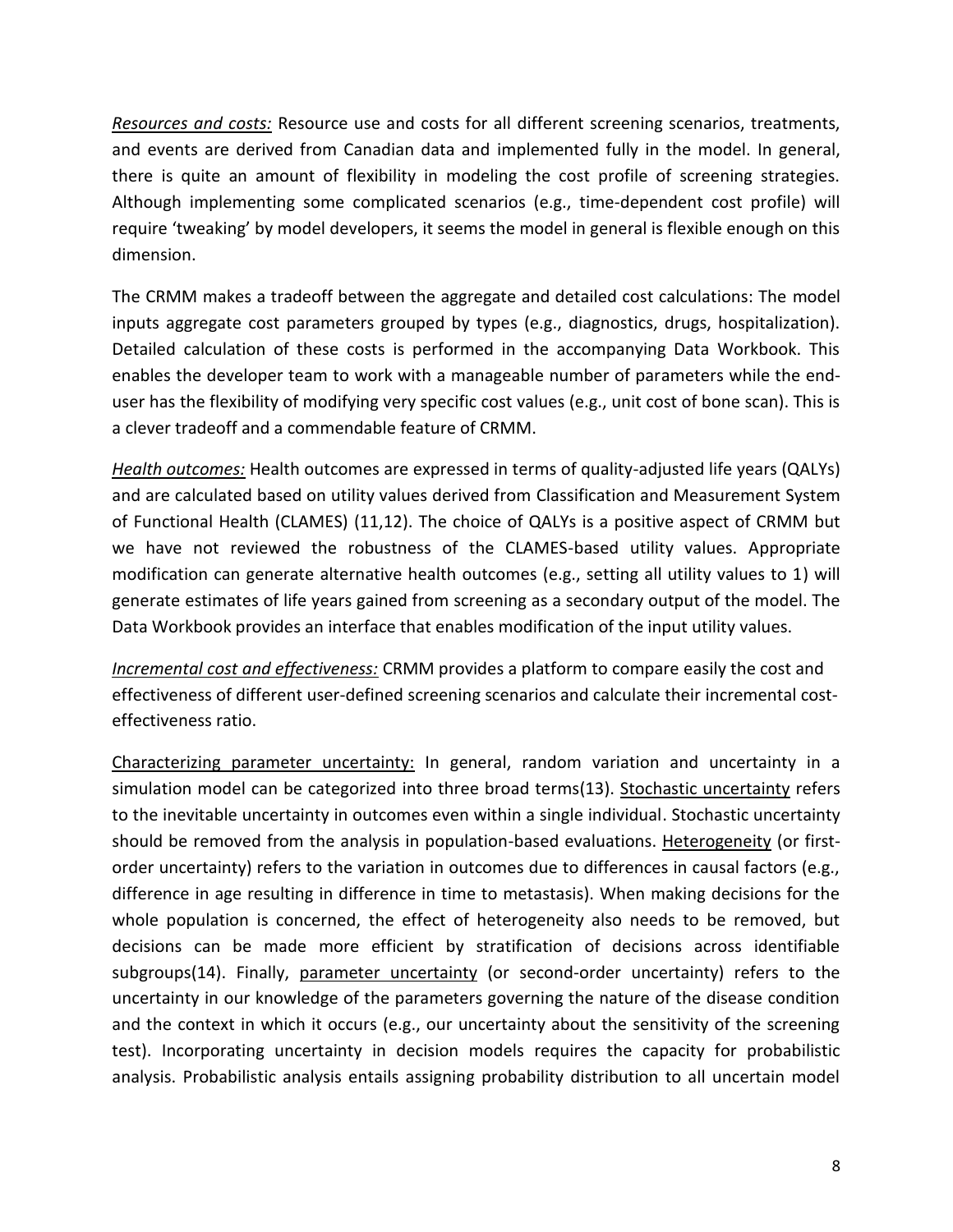*Resources and costs:* Resource use and costs for all different screening scenarios, treatments, and events are derived from Canadian data and implemented fully in the model. In general, there is quite an amount of flexibility in modeling the cost profile of screening strategies. Although implementing some complicated scenarios (e.g., time-dependent cost profile) will require 'tweaking' by model developers, it seems the model in general is flexible enough on this dimension.

The CRMM makes a tradeoff between the aggregate and detailed cost calculations: The model inputs aggregate cost parameters grouped by types (e.g., diagnostics, drugs, hospitalization). Detailed calculation of these costs is performed in the accompanying Data Workbook. This enables the developer team to work with a manageable number of parameters while the end-user has the flexibility of modifying very specific cost values (e.g., unit cost of bone scan). This is a clever tradeoff and a commendable feature of CRMM.

*Health outcomes:* Health outcomes are expressed in terms of quality-adjusted life years (QALYs) and are calculated based on utility values derived from Classification and Measurement System of Functional Health (CLAMES) (11,12). The choice of QALYs is a positive aspect of CRMM but we have not reviewed the robustness of the CLAMES-based utility values. Appropriate modification can generate alternative health outcomes (e.g., setting all utility values to 1) will generate estimates of life years gained from screening as a secondary output of the model. The Data Workbook provides an interface that enables modification of the input utility values.

*Incremental cost and effectiveness:* CRMM provides a platform to compare easily the cost and effectiveness of different user-defined screening scenarios and calculate their incremental cost-effectiveness ratio.

Characterizing parameter uncertainty: In general, random variation and uncertainty in a simulation model can be categorized into three broad terms(13). Stochastic uncertainty refers to the inevitable uncertainty in outcomes even within a single individual. Stochastic uncertainty should be removed from the analysis in population-based evaluations. Heterogeneity (or first-order uncertainty) refers to the variation in outcomes due to differences in causal factors (e.g., difference in age resulting in difference in time to metastasis). When making decisions for the whole population is concerned, the effect of heterogeneity also needs to be removed, but decisions can be made more efficient by stratification of decisions across identifiable subgroups(14). Finally, parameter uncertainty (or second-order uncertainty) refers to the uncertainty in our knowledge of the parameters governing the nature of the disease condition and the context in which it occurs (e.g., our uncertainty about the sensitivity of the screening test). Incorporating uncertainty in decision models requires the capacity for probabilistic analysis. Probabilistic analysis entails assigning probability distribution to all uncertain model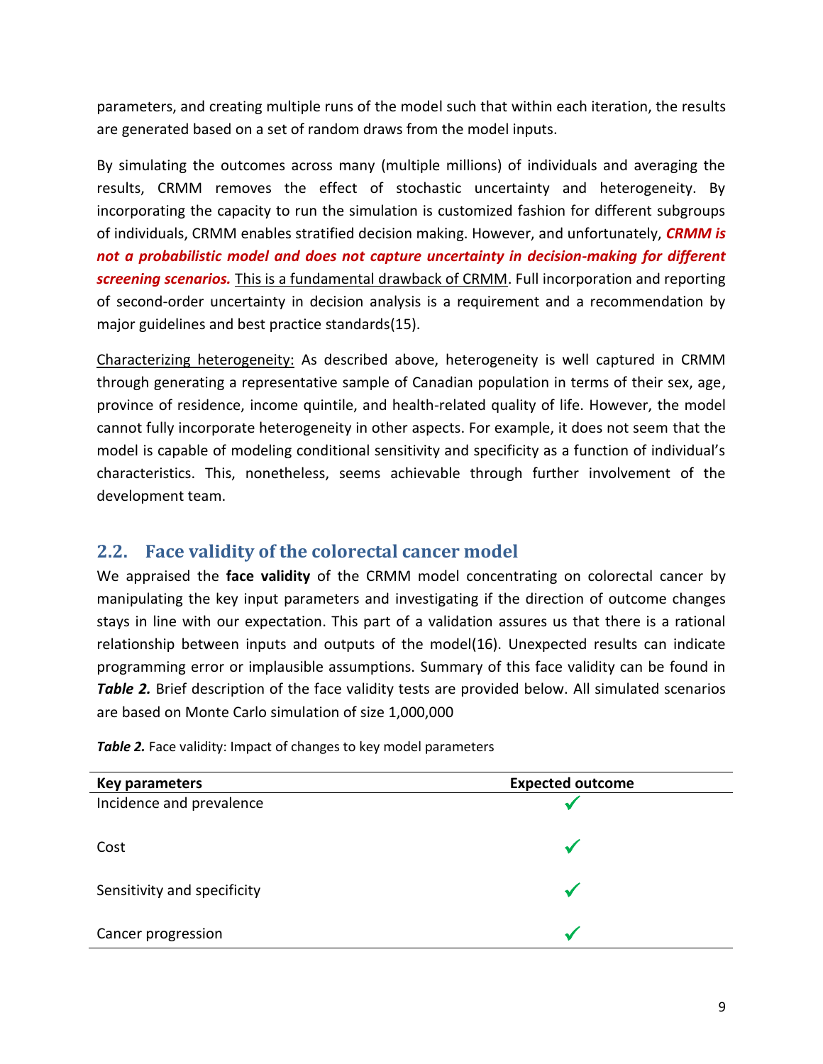parameters, and creating multiple runs of the model such that within each iteration, the results are generated based on a set of random draws from the model inputs.

By simulating the outcomes across many (multiple millions) of individuals and averaging the results, CRMM removes the effect of stochastic uncertainty and heterogeneity. By incorporating the capacity to run the simulation is customized fashion for different subgroups of individuals, CRMM enables stratified decision making. However, and unfortunately, ***CRMM is not a probabilistic model and does not capture uncertainty in decision-making for different screening scenarios.*** <u>This is a fundamental drawback of CRMM</u>. Full incorporation and reporting of second-order uncertainty in decision analysis is a requirement and a recommendation by major guidelines and best practice standards(15).

<u>Characterizing heterogeneity:</u> As described above, heterogeneity is well captured in CRMM through generating a representative sample of Canadian population in terms of their sex, age, province of residence, income quintile, and health-related quality of life. However, the model cannot fully incorporate heterogeneity in other aspects. For example, it does not seem that the model is capable of modeling conditional sensitivity and specificity as a function of individual's characteristics. This, nonetheless, seems achievable through further involvement of the development team.

## 2.2. Face validity of the colorectal cancer model

We appraised the **face validity** of the CRMM model concentrating on colorectal cancer by manipulating the key input parameters and investigating if the direction of outcome changes stays in line with our expectation. This part of a validation assures us that there is a rational relationship between inputs and outputs of the model(16). Unexpected results can indicate programming error or implausible assumptions. Summary of this face validity can be found in ***Table 2.*** Brief description of the face validity tests are provided below. All simulated scenarios are based on Monte Carlo simulation of size 1,000,000

***Table 2.*** Face validity: Impact of changes to key model parameters

| Key parameters | Expected outcome |
|---|---|
| Incidence and prevalence | ✓ |
| Cost | ✓ |
| Sensitivity and specificity | ✓ |
| Cancer progression | ✓ |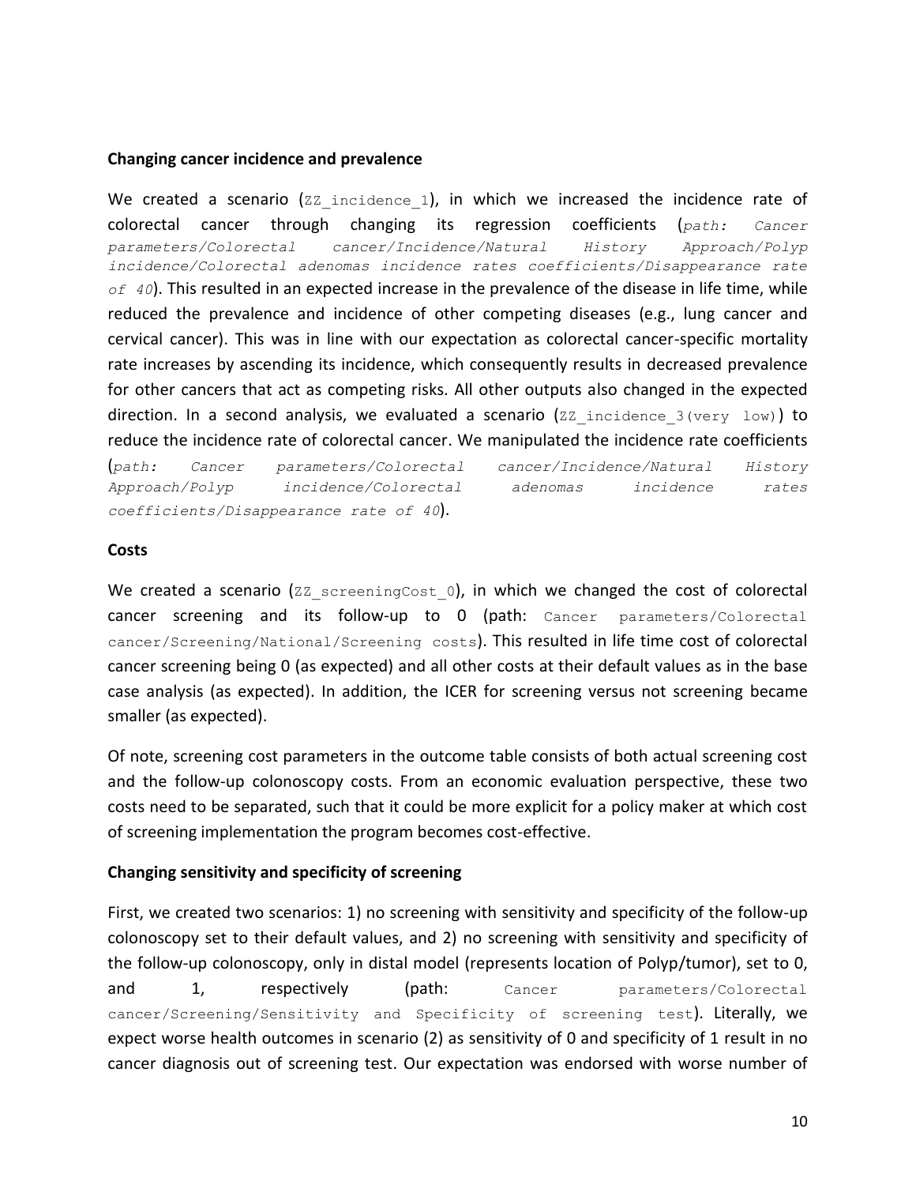### Changing cancer incidence and prevalence

We created a scenario (`ZZ_incidence_1`), in which we increased the incidence rate of colorectal cancer through changing its regression coefficients (*path: Cancer parameters/Colorectal cancer/Incidence/Natural History Approach/Polyp incidence/Colorectal adenomas incidence rates coefficients/Disappearance rate of 40*). This resulted in an expected increase in the prevalence of the disease in life time, while reduced the prevalence and incidence of other competing diseases (e.g., lung cancer and cervical cancer). This was in line with our expectation as colorectal cancer-specific mortality rate increases by ascending its incidence, which consequently results in decreased prevalence for other cancers that act as competing risks. All other outputs also changed in the expected direction. In a second analysis, we evaluated a scenario (`ZZ_incidence_3(very low)`) to reduce the incidence rate of colorectal cancer. We manipulated the incidence rate coefficients (*path: Cancer parameters/Colorectal cancer/Incidence/Natural History Approach/Polyp incidence/Colorectal adenomas incidence rates coefficients/Disappearance rate of 40*).

### Costs

We created a scenario (`ZZ_screeningCost_0`), in which we changed the cost of colorectal cancer screening and its follow-up to 0 (path: `Cancer parameters/Colorectal cancer/Screening/National/Screening costs`). This resulted in life time cost of colorectal cancer screening being 0 (as expected) and all other costs at their default values as in the base case analysis (as expected). In addition, the ICER for screening versus not screening became smaller (as expected).

Of note, screening cost parameters in the outcome table consists of both actual screening cost and the follow-up colonoscopy costs. From an economic evaluation perspective, these two costs need to be separated, such that it could be more explicit for a policy maker at which cost of screening implementation the program becomes cost-effective.

### Changing sensitivity and specificity of screening

First, we created two scenarios: 1) no screening with sensitivity and specificity of the follow-up colonoscopy set to their default values, and 2) no screening with sensitivity and specificity of the follow-up colonoscopy, only in distal model (represents location of Polyp/tumor), set to 0, and 1, respectively (path: `Cancer parameters/Colorectal cancer/Screening/Sensitivity and Specificity of screening test`). Literally, we expect worse health outcomes in scenario (2) as sensitivity of 0 and specificity of 1 result in no cancer diagnosis out of screening test. Our expectation was endorsed with worse number of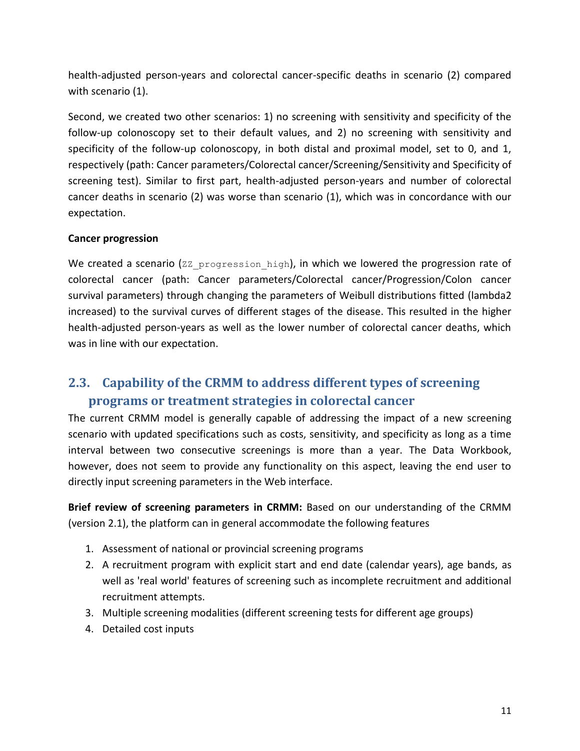health-adjusted person-years and colorectal cancer-specific deaths in scenario (2) compared with scenario (1).

Second, we created two other scenarios: 1) no screening with sensitivity and specificity of the follow-up colonoscopy set to their default values, and 2) no screening with sensitivity and specificity of the follow-up colonoscopy, in both distal and proximal model, set to 0, and 1, respectively (path: Cancer parameters/Colorectal cancer/Screening/Sensitivity and Specificity of screening test). Similar to first part, health-adjusted person-years and number of colorectal cancer deaths in scenario (2) was worse than scenario (1), which was in concordance with our expectation.

**Cancer progression**

We created a scenario (`ZZ_progression_high`), in which we lowered the progression rate of colorectal cancer (path: Cancer parameters/Colorectal cancer/Progression/Colon cancer survival parameters) through changing the parameters of Weibull distributions fitted (lambda2 increased) to the survival curves of different stages of the disease. This resulted in the higher health-adjusted person-years as well as the lower number of colorectal cancer deaths, which was in line with our expectation.

## 2.3. Capability of the CRMM to address different types of screening programs or treatment strategies in colorectal cancer

The current CRMM model is generally capable of addressing the impact of a new screening scenario with updated specifications such as costs, sensitivity, and specificity as long as a time interval between two consecutive screenings is more than a year. The Data Workbook, however, does not seem to provide any functionality on this aspect, leaving the end user to directly input screening parameters in the Web interface.

**Brief review of screening parameters in CRMM:** Based on our understanding of the CRMM (version 2.1), the platform can in general accommodate the following features

1. Assessment of national or provincial screening programs
2. A recruitment program with explicit start and end date (calendar years), age bands, as well as 'real world' features of screening such as incomplete recruitment and additional recruitment attempts.
3. Multiple screening modalities (different screening tests for different age groups)
4. Detailed cost inputs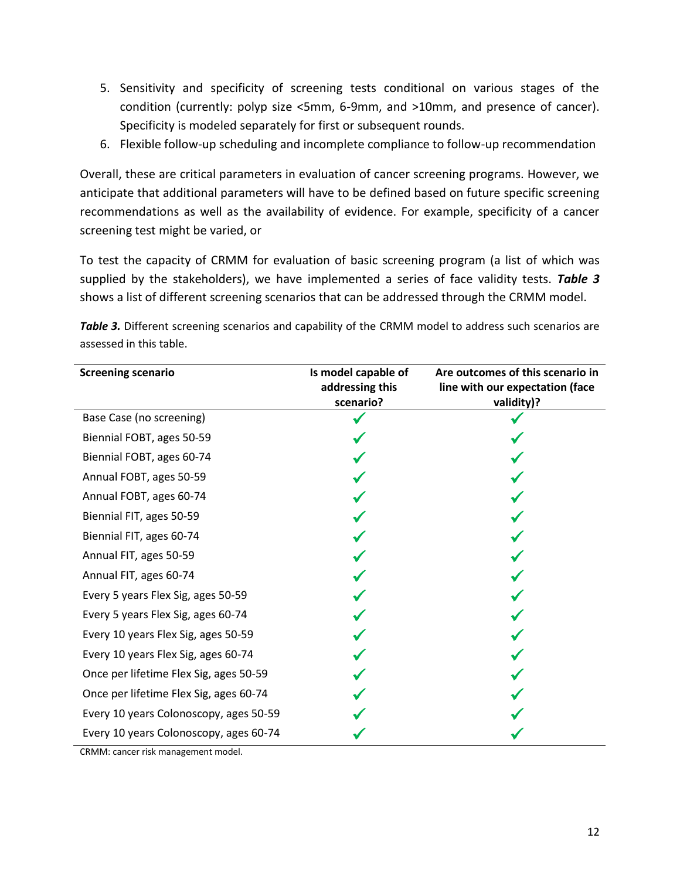5. Sensitivity and specificity of screening tests conditional on various stages of the condition (currently: polyp size <5mm, 6-9mm, and >10mm, and presence of cancer). Specificity is modeled separately for first or subsequent rounds.
6. Flexible follow-up scheduling and incomplete compliance to follow-up recommendation

Overall, these are critical parameters in evaluation of cancer screening programs. However, we anticipate that additional parameters will have to be defined based on future specific screening recommendations as well as the availability of evidence. For example, specificity of a cancer screening test might be varied, or

To test the capacity of CRMM for evaluation of basic screening program (a list of which was supplied by the stakeholders), we have implemented a series of face validity tests. ***Table 3*** shows a list of different screening scenarios that can be addressed through the CRMM model.

***Table 3.*** Different screening scenarios and capability of the CRMM model to address such scenarios are assessed in this table.

| Screening scenario | Is model capable of addressing this scenario? | Are outcomes of this scenario in line with our expectation (face validity)? |
|---|---|---|
| Base Case (no screening) | ✓ | ✓ |
| Biennial FOBT, ages 50-59 | ✓ | ✓ |
| Biennial FOBT, ages 60-74 | ✓ | ✓ |
| Annual FOBT, ages 50-59 | ✓ | ✓ |
| Annual FOBT, ages 60-74 | ✓ | ✓ |
| Biennial FIT, ages 50-59 | ✓ | ✓ |
| Biennial FIT, ages 60-74 | ✓ | ✓ |
| Annual FIT, ages 50-59 | ✓ | ✓ |
| Annual FIT, ages 60-74 | ✓ | ✓ |
| Every 5 years Flex Sig, ages 50-59 | ✓ | ✓ |
| Every 5 years Flex Sig, ages 60-74 | ✓ | ✓ |
| Every 10 years Flex Sig, ages 50-59 | ✓ | ✓ |
| Every 10 years Flex Sig, ages 60-74 | ✓ | ✓ |
| Once per lifetime Flex Sig, ages 50-59 | ✓ | ✓ |
| Once per lifetime Flex Sig, ages 60-74 | ✓ | ✓ |
| Every 10 years Colonoscopy, ages 50-59 | ✓ | ✓ |
| Every 10 years Colonoscopy, ages 60-74 | ✓ | ✓ |

CRMM: cancer risk management model.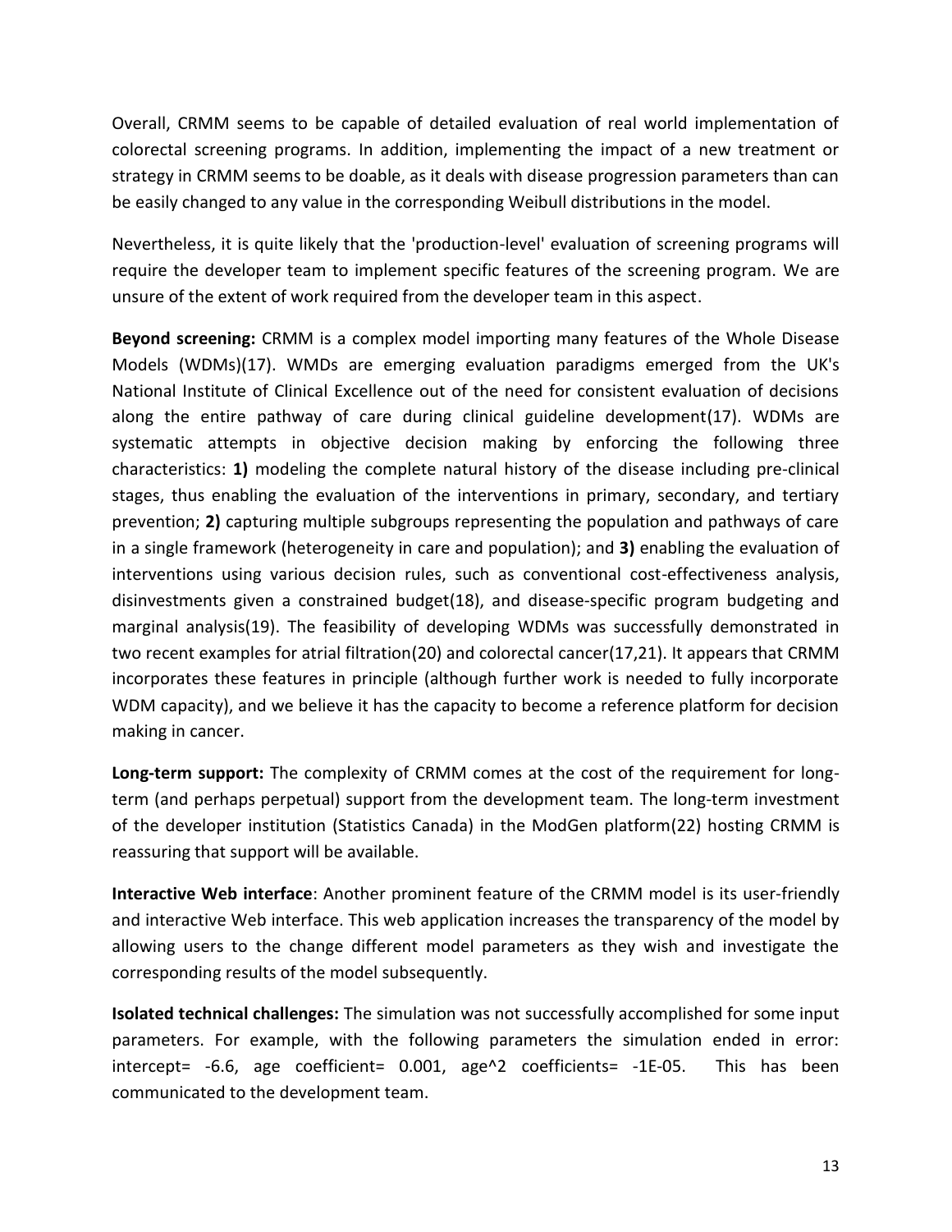Overall, CRMM seems to be capable of detailed evaluation of real world implementation of colorectal screening programs. In addition, implementing the impact of a new treatment or strategy in CRMM seems to be doable, as it deals with disease progression parameters than can be easily changed to any value in the corresponding Weibull distributions in the model.

Nevertheless, it is quite likely that the 'production-level' evaluation of screening programs will require the developer team to implement specific features of the screening program. We are unsure of the extent of work required from the developer team in this aspect.

**Beyond screening:** CRMM is a complex model importing many features of the Whole Disease Models (WDMs)(17). WMDs are emerging evaluation paradigms emerged from the UK's National Institute of Clinical Excellence out of the need for consistent evaluation of decisions along the entire pathway of care during clinical guideline development(17). WDMs are systematic attempts in objective decision making by enforcing the following three characteristics: **1)** modeling the complete natural history of the disease including pre-clinical stages, thus enabling the evaluation of the interventions in primary, secondary, and tertiary prevention; **2)** capturing multiple subgroups representing the population and pathways of care in a single framework (heterogeneity in care and population); and **3)** enabling the evaluation of interventions using various decision rules, such as conventional cost-effectiveness analysis, disinvestments given a constrained budget(18), and disease-specific program budgeting and marginal analysis(19). The feasibility of developing WDMs was successfully demonstrated in two recent examples for atrial filtration(20) and colorectal cancer(17,21). It appears that CRMM incorporates these features in principle (although further work is needed to fully incorporate WDM capacity), and we believe it has the capacity to become a reference platform for decision making in cancer.

**Long-term support:** The complexity of CRMM comes at the cost of the requirement for long-term (and perhaps perpetual) support from the development team. The long-term investment of the developer institution (Statistics Canada) in the ModGen platform(22) hosting CRMM is reassuring that support will be available.

**Interactive Web interface**: Another prominent feature of the CRMM model is its user-friendly and interactive Web interface. This web application increases the transparency of the model by allowing users to the change different model parameters as they wish and investigate the corresponding results of the model subsequently.

**Isolated technical challenges:** The simulation was not successfully accomplished for some input parameters. For example, with the following parameters the simulation ended in error: intercept= -6.6, age coefficient= 0.001, age^2 coefficients= -1E-05. This has been communicated to the development team.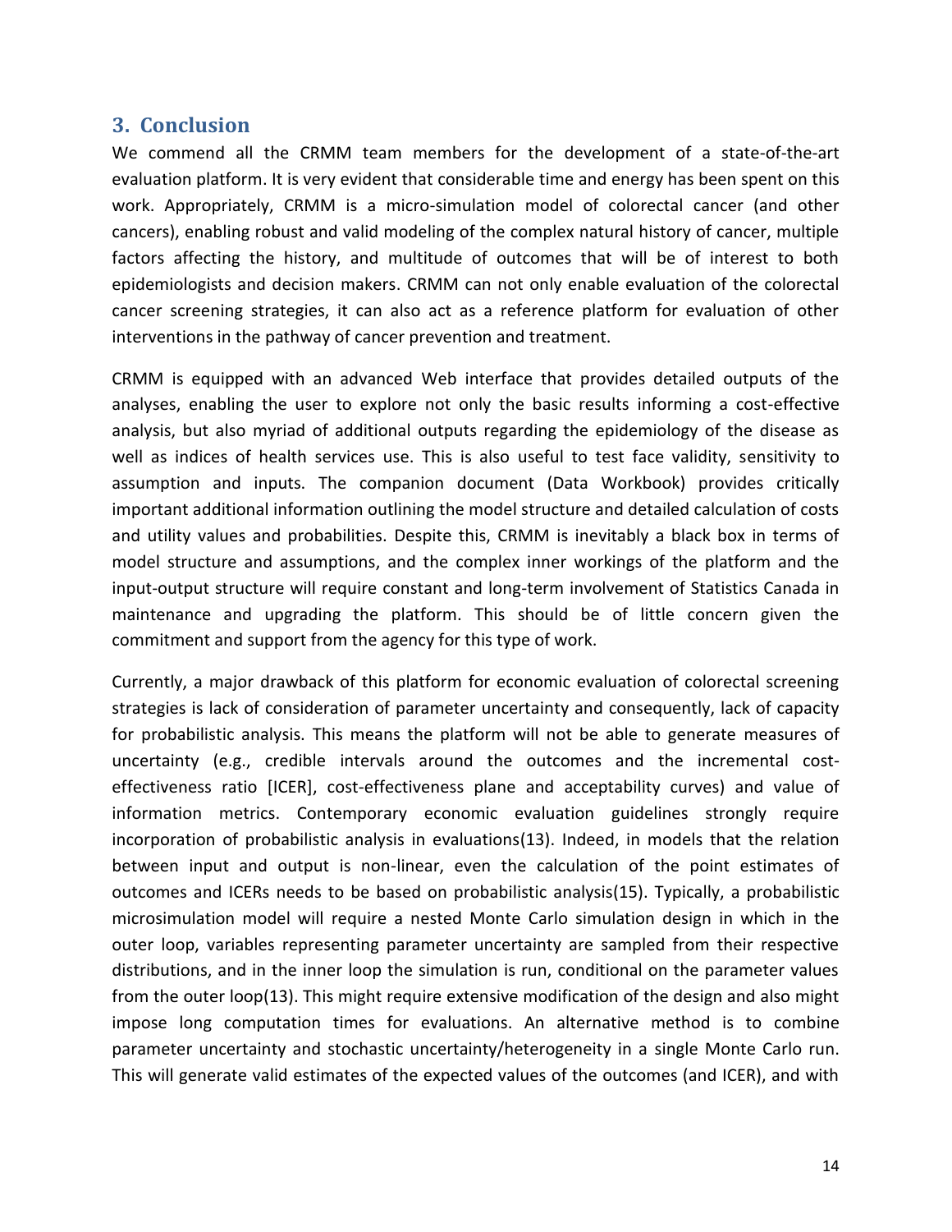## 3. Conclusion

We commend all the CRMM team members for the development of a state-of-the-art evaluation platform. It is very evident that considerable time and energy has been spent on this work. Appropriately, CRMM is a micro-simulation model of colorectal cancer (and other cancers), enabling robust and valid modeling of the complex natural history of cancer, multiple factors affecting the history, and multitude of outcomes that will be of interest to both epidemiologists and decision makers. CRMM can not only enable evaluation of the colorectal cancer screening strategies, it can also act as a reference platform for evaluation of other interventions in the pathway of cancer prevention and treatment.

CRMM is equipped with an advanced Web interface that provides detailed outputs of the analyses, enabling the user to explore not only the basic results informing a cost-effective analysis, but also myriad of additional outputs regarding the epidemiology of the disease as well as indices of health services use. This is also useful to test face validity, sensitivity to assumption and inputs. The companion document (Data Workbook) provides critically important additional information outlining the model structure and detailed calculation of costs and utility values and probabilities. Despite this, CRMM is inevitably a black box in terms of model structure and assumptions, and the complex inner workings of the platform and the input-output structure will require constant and long-term involvement of Statistics Canada in maintenance and upgrading the platform. This should be of little concern given the commitment and support from the agency for this type of work.

Currently, a major drawback of this platform for economic evaluation of colorectal screening strategies is lack of consideration of parameter uncertainty and consequently, lack of capacity for probabilistic analysis. This means the platform will not be able to generate measures of uncertainty (e.g., credible intervals around the outcomes and the incremental cost-effectiveness ratio [ICER], cost-effectiveness plane and acceptability curves) and value of information metrics. Contemporary economic evaluation guidelines strongly require incorporation of probabilistic analysis in evaluations(13). Indeed, in models that the relation between input and output is non-linear, even the calculation of the point estimates of outcomes and ICERs needs to be based on probabilistic analysis(15). Typically, a probabilistic microsimulation model will require a nested Monte Carlo simulation design in which in the outer loop, variables representing parameter uncertainty are sampled from their respective distributions, and in the inner loop the simulation is run, conditional on the parameter values from the outer loop(13). This might require extensive modification of the design and also might impose long computation times for evaluations. An alternative method is to combine parameter uncertainty and stochastic uncertainty/heterogeneity in a single Monte Carlo run. This will generate valid estimates of the expected values of the outcomes (and ICER), and with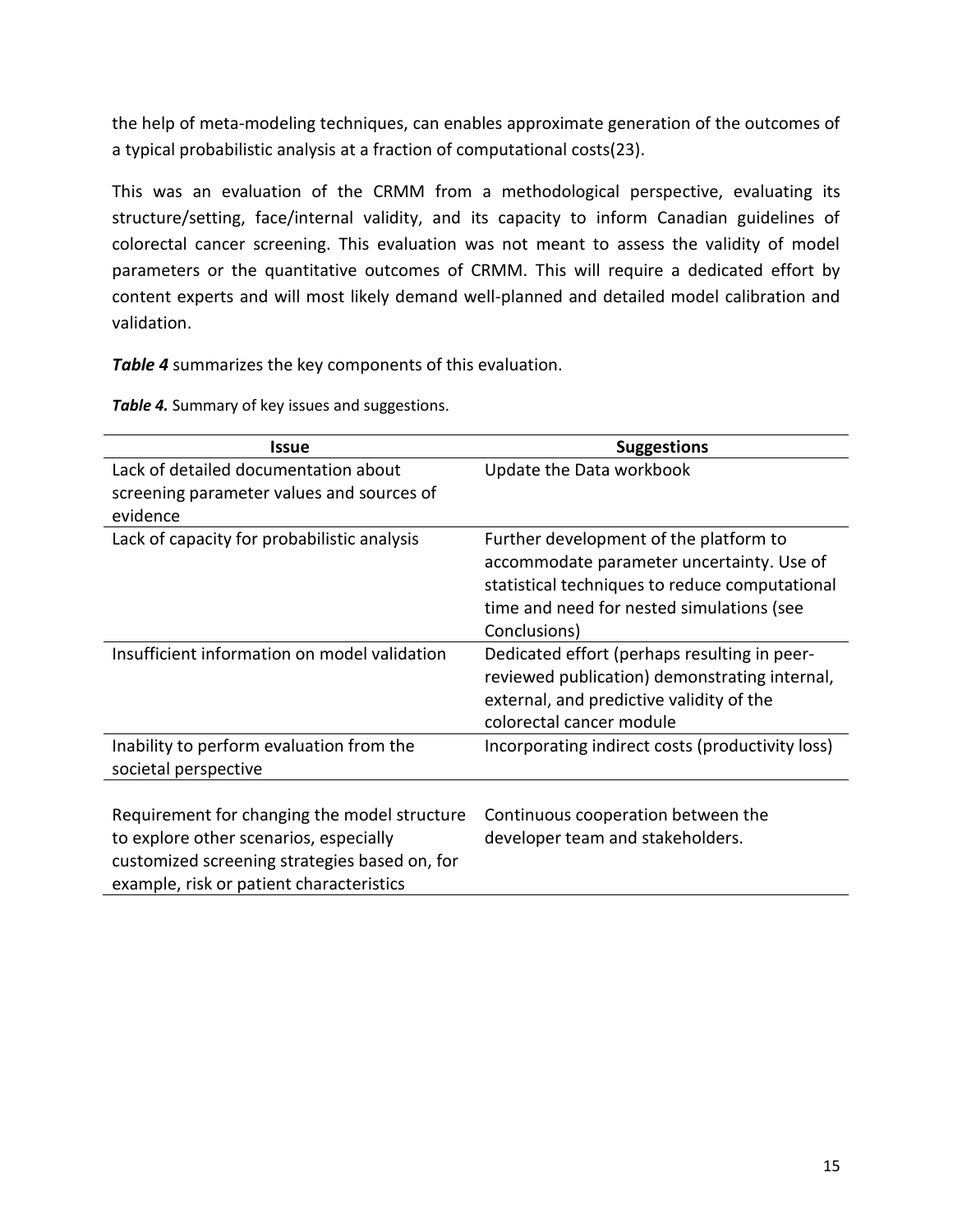the help of meta-modeling techniques, can enables approximate generation of the outcomes of a typical probabilistic analysis at a fraction of computational costs(23).

This was an evaluation of the CRMM from a methodological perspective, evaluating its structure/setting, face/internal validity, and its capacity to inform Canadian guidelines of colorectal cancer screening. This evaluation was not meant to assess the validity of model parameters or the quantitative outcomes of CRMM. This will require a dedicated effort by content experts and will most likely demand well-planned and detailed model calibration and validation.

***Table 4*** summarizes the key components of this evaluation.

***Table 4.*** Summary of key issues and suggestions.

| Issue | Suggestions |
|---|---|
| Lack of detailed documentation about screening parameter values and sources of evidence | Update the Data workbook |
| Lack of capacity for probabilistic analysis | Further development of the platform to accommodate parameter uncertainty. Use of statistical techniques to reduce computational time and need for nested simulations (see Conclusions) |
| Insufficient information on model validation | Dedicated effort (perhaps resulting in peer-reviewed publication) demonstrating internal, external, and predictive validity of the colorectal cancer module |
| Inability to perform evaluation from the societal perspective | Incorporating indirect costs (productivity loss) |
| Requirement for changing the model structure to explore other scenarios, especially customized screening strategies based on, for example, risk or patient characteristics | Continuous cooperation between the developer team and stakeholders. |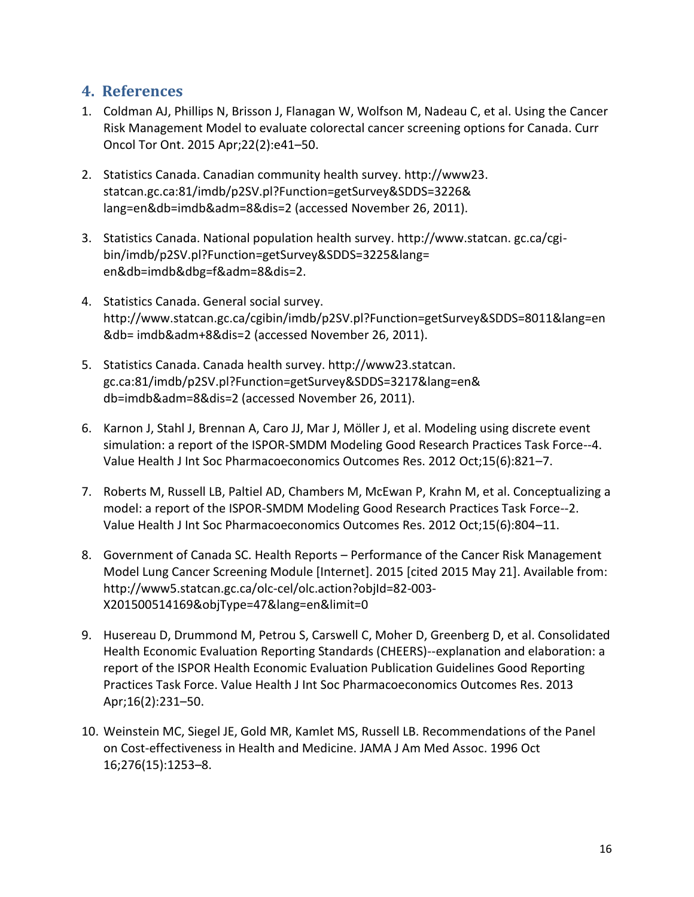## 4. References

1. Coldman AJ, Phillips N, Brisson J, Flanagan W, Wolfson M, Nadeau C, et al. Using the Cancer Risk Management Model to evaluate colorectal cancer screening options for Canada. Curr Oncol Tor Ont. 2015 Apr;22(2):e41–50.

2. Statistics Canada. Canadian community health survey. http://www23. statcan.gc.ca:81/imdb/p2SV.pl?Function=getSurvey&SDDS=3226& lang=en&db=imdb&adm=8&dis=2 (accessed November 26, 2011).

3. Statistics Canada. National population health survey. http://www.statcan. gc.ca/cgi-bin/imdb/p2SV.pl?Function=getSurvey&SDDS=3225&lang= en&db=imdb&dbg=f&adm=8&dis=2.

4. Statistics Canada. General social survey. http://www.statcan.gc.ca/cgibin/imdb/p2SV.pl?Function=getSurvey&SDDS=8011&lang=en &db= imdb&adm+8&dis=2 (accessed November 26, 2011).

5. Statistics Canada. Canada health survey. http://www23.statcan. gc.ca:81/imdb/p2SV.pl?Function=getSurvey&SDDS=3217&lang=en& db=imdb&adm=8&dis=2 (accessed November 26, 2011).

6. Karnon J, Stahl J, Brennan A, Caro JJ, Mar J, Möller J, et al. Modeling using discrete event simulation: a report of the ISPOR-SMDM Modeling Good Research Practices Task Force--4. Value Health J Int Soc Pharmacoeconomics Outcomes Res. 2012 Oct;15(6):821–7.

7. Roberts M, Russell LB, Paltiel AD, Chambers M, McEwan P, Krahn M, et al. Conceptualizing a model: a report of the ISPOR-SMDM Modeling Good Research Practices Task Force--2. Value Health J Int Soc Pharmacoeconomics Outcomes Res. 2012 Oct;15(6):804–11.

8. Government of Canada SC. Health Reports – Performance of the Cancer Risk Management Model Lung Cancer Screening Module [Internet]. 2015 [cited 2015 May 21]. Available from: http://www5.statcan.gc.ca/olc-cel/olc.action?objId=82-003-X201500514169&objType=47&lang=en&limit=0

9. Husereau D, Drummond M, Petrou S, Carswell C, Moher D, Greenberg D, et al. Consolidated Health Economic Evaluation Reporting Standards (CHEERS)--explanation and elaboration: a report of the ISPOR Health Economic Evaluation Publication Guidelines Good Reporting Practices Task Force. Value Health J Int Soc Pharmacoeconomics Outcomes Res. 2013 Apr;16(2):231–50.

10. Weinstein MC, Siegel JE, Gold MR, Kamlet MS, Russell LB. Recommendations of the Panel on Cost-effectiveness in Health and Medicine. JAMA J Am Med Assoc. 1996 Oct 16;276(15):1253–8.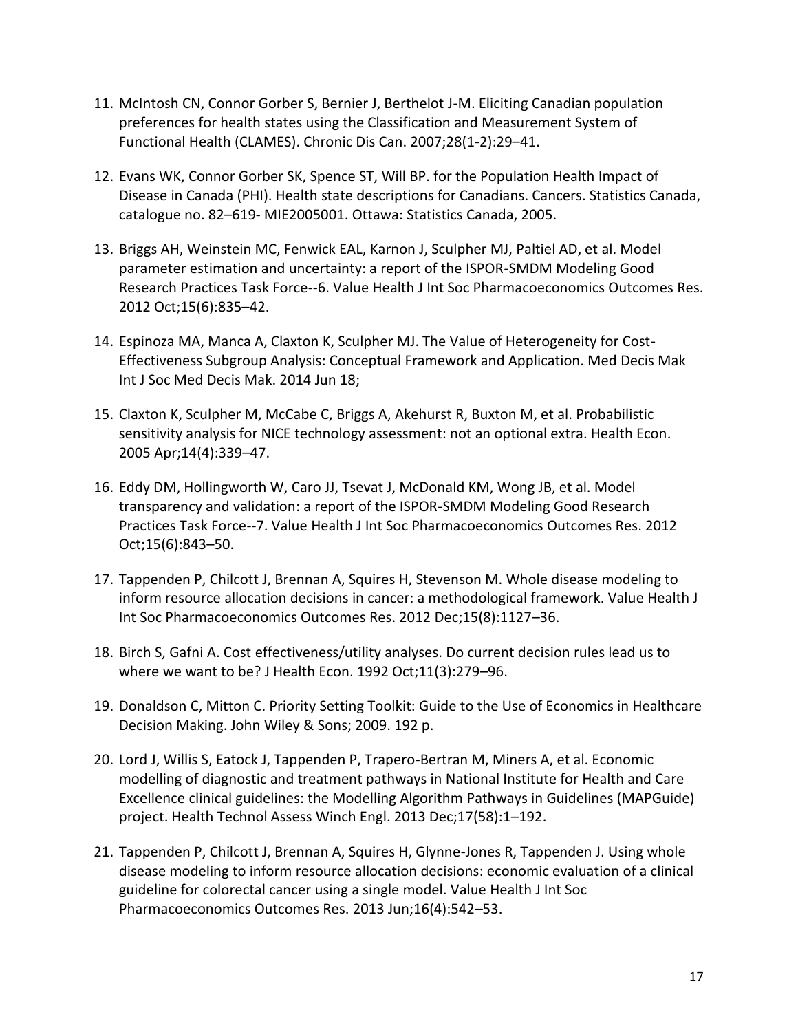11. McIntosh CN, Connor Gorber S, Bernier J, Berthelot J-M. Eliciting Canadian population preferences for health states using the Classification and Measurement System of Functional Health (CLAMES). Chronic Dis Can. 2007;28(1-2):29–41.

12. Evans WK, Connor Gorber SK, Spence ST, Will BP. for the Population Health Impact of Disease in Canada (PHI). Health state descriptions for Canadians. Cancers. Statistics Canada, catalogue no. 82–619- MIE2005001. Ottawa: Statistics Canada, 2005.

13. Briggs AH, Weinstein MC, Fenwick EAL, Karnon J, Sculpher MJ, Paltiel AD, et al. Model parameter estimation and uncertainty: a report of the ISPOR-SMDM Modeling Good Research Practices Task Force--6. Value Health J Int Soc Pharmacoeconomics Outcomes Res. 2012 Oct;15(6):835–42.

14. Espinoza MA, Manca A, Claxton K, Sculpher MJ. The Value of Heterogeneity for Cost-Effectiveness Subgroup Analysis: Conceptual Framework and Application. Med Decis Mak Int J Soc Med Decis Mak. 2014 Jun 18;

15. Claxton K, Sculpher M, McCabe C, Briggs A, Akehurst R, Buxton M, et al. Probabilistic sensitivity analysis for NICE technology assessment: not an optional extra. Health Econ. 2005 Apr;14(4):339–47.

16. Eddy DM, Hollingworth W, Caro JJ, Tsevat J, McDonald KM, Wong JB, et al. Model transparency and validation: a report of the ISPOR-SMDM Modeling Good Research Practices Task Force--7. Value Health J Int Soc Pharmacoeconomics Outcomes Res. 2012 Oct;15(6):843–50.

17. Tappenden P, Chilcott J, Brennan A, Squires H, Stevenson M. Whole disease modeling to inform resource allocation decisions in cancer: a methodological framework. Value Health J Int Soc Pharmacoeconomics Outcomes Res. 2012 Dec;15(8):1127–36.

18. Birch S, Gafni A. Cost effectiveness/utility analyses. Do current decision rules lead us to where we want to be? J Health Econ. 1992 Oct;11(3):279–96.

19. Donaldson C, Mitton C. Priority Setting Toolkit: Guide to the Use of Economics in Healthcare Decision Making. John Wiley & Sons; 2009. 192 p.

20. Lord J, Willis S, Eatock J, Tappenden P, Trapero-Bertran M, Miners A, et al. Economic modelling of diagnostic and treatment pathways in National Institute for Health and Care Excellence clinical guidelines: the Modelling Algorithm Pathways in Guidelines (MAPGuide) project. Health Technol Assess Winch Engl. 2013 Dec;17(58):1–192.

21. Tappenden P, Chilcott J, Brennan A, Squires H, Glynne-Jones R, Tappenden J. Using whole disease modeling to inform resource allocation decisions: economic evaluation of a clinical guideline for colorectal cancer using a single model. Value Health J Int Soc Pharmacoeconomics Outcomes Res. 2013 Jun;16(4):542–53.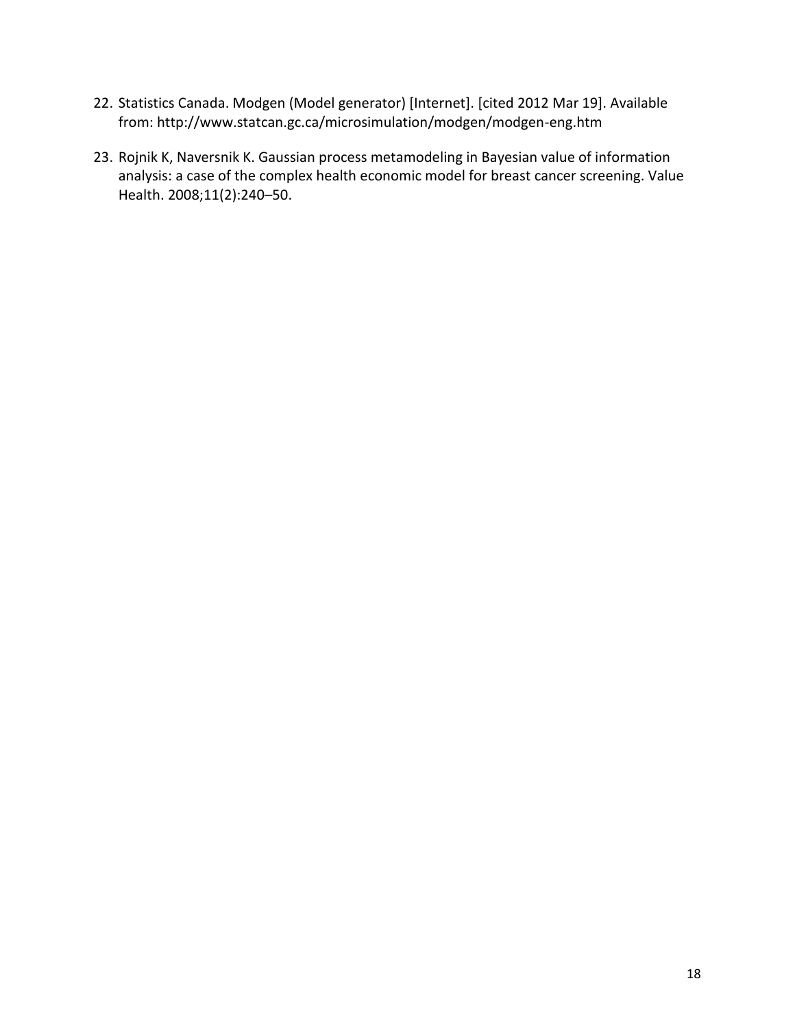22. Statistics Canada. Modgen (Model generator) [Internet]. [cited 2012 Mar 19]. Available from: http://www.statcan.gc.ca/microsimulation/modgen/modgen-eng.htm

23. Rojnik K, Naversnik K. Gaussian process metamodeling in Bayesian value of information analysis: a case of the complex health economic model for breast cancer screening. Value Health. 2008;11(2):240–50.